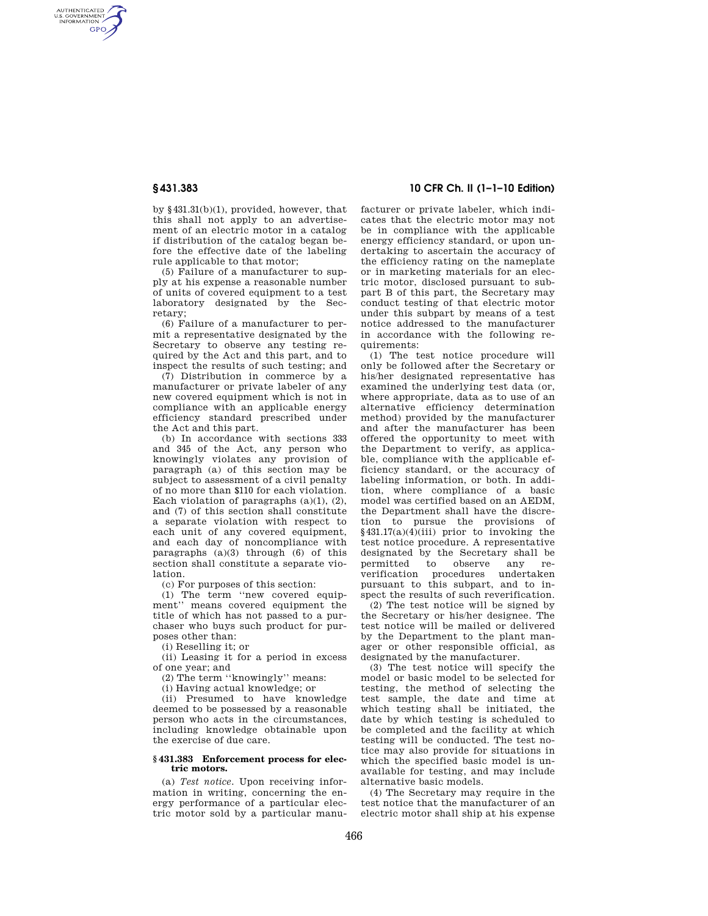by §431.31(b)(1), provided, however, that this shall not apply to an advertisement of an electric motor in a catalog if distribution of the catalog began before the effective date of the labeling rule applicable to that motor;

(5) Failure of a manufacturer to supply at his expense a reasonable number of units of covered equipment to a test laboratory designated by the Secretary;

(6) Failure of a manufacturer to permit a representative designated by the Secretary to observe any testing required by the Act and this part, and to inspect the results of such testing; and

(7) Distribution in commerce by a manufacturer or private labeler of any new covered equipment which is not in compliance with an applicable energy efficiency standard prescribed under the Act and this part.

(b) In accordance with sections 333 and 345 of the Act, any person who knowingly violates any provision of paragraph (a) of this section may be subject to assessment of a civil penalty of no more than $110 for each violation. Each violation of paragraphs (a)(1), (2), and (7) of this section shall constitute a separate violation with respect to each unit of any covered equipment, and each day of noncompliance with paragraphs (a)(3) through (6) of this section shall constitute a separate violation.

(c) For purposes of this section:

(1) The term ''new covered equipment'' means covered equipment the title of which has not passed to a purchaser who buys such product for purposes other than:

(i) Reselling it; or

(ii) Leasing it for a period in excess of one year; and

(2) The term ''knowingly'' means:

(i) Having actual knowledge; or

(ii) Presumed to have knowledge deemed to be possessed by a reasonable person who acts in the circumstances, including knowledge obtainable upon the exercise of due care.

### §431.383 Enforcement process for electric motors.

(a) *Test notice.* Upon receiving information in writing, concerning the energy performance of a particular electric motor sold by a particular manufacturer or private labeler, which indicates that the electric motor may not be in compliance with the applicable energy efficiency standard, or upon undertaking to ascertain the accuracy of the efficiency rating on the nameplate or in marketing materials for an electric motor, disclosed pursuant to subpart B of this part, the Secretary may conduct testing of that electric motor under this subpart by means of a test notice addressed to the manufacturer in accordance with the following requirements:

(1) The test notice procedure will only be followed after the Secretary or his/her designated representative has examined the underlying test data (or, where appropriate, data as to use of an alternative efficiency determination method) provided by the manufacturer and after the manufacturer has been offered the opportunity to meet with the Department to verify, as applicable, compliance with the applicable efficiency standard, or the accuracy of labeling information, or both. In addition, where compliance of a basic model was certified based on an AEDM, the Department shall have the discretion to pursue the provisions of §431.17(a)(4)(iii) prior to invoking the test notice procedure. A representative designated by the Secretary shall be permitted to observe any reverification procedures undertaken pursuant to this subpart, and to inspect the results of such reverification.

(2) The test notice will be signed by the Secretary or his/her designee. The test notice will be mailed or delivered by the Department to the plant manager or other responsible official, as designated by the manufacturer.

(3) The test notice will specify the model or basic model to be selected for testing, the method of selecting the test sample, the date and time at which testing shall be initiated, the date by which testing is scheduled to be completed and the facility at which testing will be conducted. The test notice may also provide for situations in which the specified basic model is unavailable for testing, and may include alternative basic models.

(4) The Secretary may require in the test notice that the manufacturer of an electric motor shall ship at his expense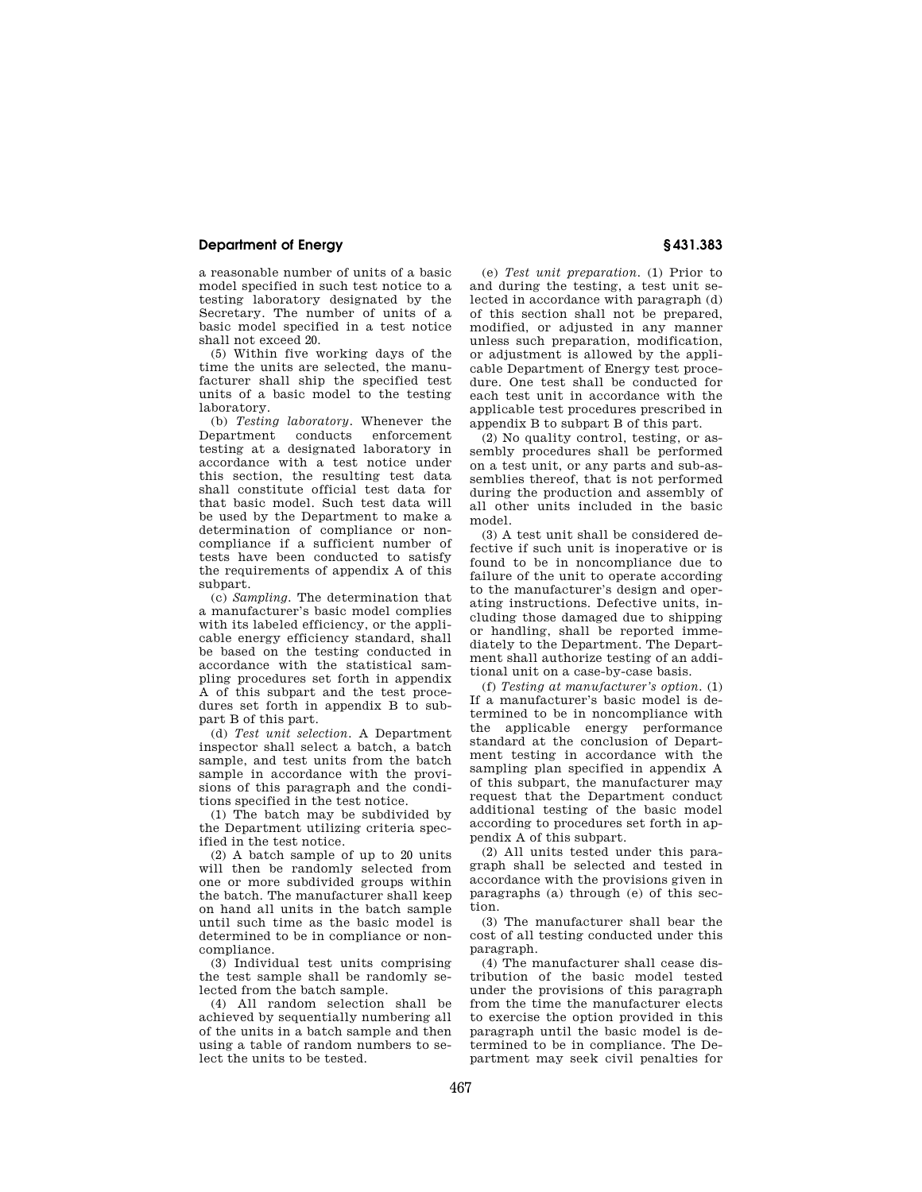a reasonable number of units of a basic model specified in such test notice to a testing laboratory designated by the Secretary. The number of units of a basic model specified in a test notice shall not exceed 20.

(5) Within five working days of the time the units are selected, the manufacturer shall ship the specified test units of a basic model to the testing laboratory.

(b) *Testing laboratory*. Whenever the Department conducts enforcement testing at a designated laboratory in accordance with a test notice under this section, the resulting test data shall constitute official test data for that basic model. Such test data will be used by the Department to make a determination of compliance or noncompliance if a sufficient number of tests have been conducted to satisfy the requirements of appendix A of this subpart.

(c) *Sampling*. The determination that a manufacturer's basic model complies with its labeled efficiency, or the applicable energy efficiency standard, shall be based on the testing conducted in accordance with the statistical sampling procedures set forth in appendix A of this subpart and the test procedures set forth in appendix B to subpart B of this part.

(d) *Test unit selection*. A Department inspector shall select a batch, a batch sample, and test units from the batch sample in accordance with the provisions of this paragraph and the conditions specified in the test notice.

(1) The batch may be subdivided by the Department utilizing criteria specified in the test notice.

(2) A batch sample of up to 20 units will then be randomly selected from one or more subdivided groups within the batch. The manufacturer shall keep on hand all units in the batch sample until such time as the basic model is determined to be in compliance or noncompliance.

(3) Individual test units comprising the test sample shall be randomly selected from the batch sample.

(4) All random selection shall be achieved by sequentially numbering all of the units in a batch sample and then using a table of random numbers to select the units to be tested.

(e) *Test unit preparation*. (1) Prior to and during the testing, a test unit selected in accordance with paragraph (d) of this section shall not be prepared, modified, or adjusted in any manner unless such preparation, modification, or adjustment is allowed by the applicable Department of Energy test procedure. One test shall be conducted for each test unit in accordance with the applicable test procedures prescribed in appendix B to subpart B of this part.

(2) No quality control, testing, or assembly procedures shall be performed on a test unit, or any parts and sub-assemblies thereof, that is not performed during the production and assembly of all other units included in the basic model.

(3) A test unit shall be considered defective if such unit is inoperative or is found to be in noncompliance due to failure of the unit to operate according to the manufacturer's design and operating instructions. Defective units, including those damaged due to shipping or handling, shall be reported immediately to the Department. The Department shall authorize testing of an additional unit on a case-by-case basis.

(f) *Testing at manufacturer's option*. (1) If a manufacturer's basic model is determined to be in noncompliance with the applicable energy performance standard at the conclusion of Department testing in accordance with the sampling plan specified in appendix A of this subpart, the manufacturer may request that the Department conduct additional testing of the basic model according to procedures set forth in appendix A of this subpart.

(2) All units tested under this paragraph shall be selected and tested in accordance with the provisions given in paragraphs (a) through (e) of this section.

(3) The manufacturer shall bear the cost of all testing conducted under this paragraph.

(4) The manufacturer shall cease distribution of the basic model tested under the provisions of this paragraph from the time the manufacturer elects to exercise the option provided in this paragraph until the basic model is determined to be in compliance. The Department may seek civil penalties for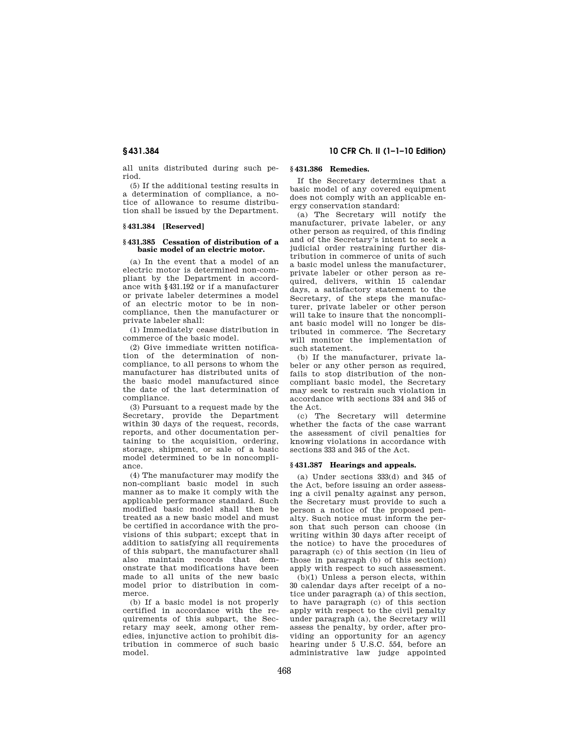all units distributed during such period.

(5) If the additional testing results in a determination of compliance, a notice of allowance to resume distribution shall be issued by the Department.

### § 431.384 [Reserved]

### § 431.385 Cessation of distribution of a basic model of an electric motor.

(a) In the event that a model of an electric motor is determined non-compliant by the Department in accordance with § 431.192 or if a manufacturer or private labeler determines a model of an electric motor to be in noncompliance, then the manufacturer or private labeler shall:

(1) Immediately cease distribution in commerce of the basic model.

(2) Give immediate written notification of the determination of noncompliance, to all persons to whom the manufacturer has distributed units of the basic model manufactured since the date of the last determination of compliance.

(3) Pursuant to a request made by the Secretary, provide the Department within 30 days of the request, records, reports, and other documentation pertaining to the acquisition, ordering, storage, shipment, or sale of a basic model determined to be in noncompliance.

(4) The manufacturer may modify the non-compliant basic model in such manner as to make it comply with the applicable performance standard. Such modified basic model shall then be treated as a new basic model and must be certified in accordance with the provisions of this subpart; except that in addition to satisfying all requirements of this subpart, the manufacturer shall also maintain records that demonstrate that modifications have been made to all units of the new basic model prior to distribution in commerce.

(b) If a basic model is not properly certified in accordance with the requirements of this subpart, the Secretary may seek, among other remedies, injunctive action to prohibit distribution in commerce of such basic model.

### § 431.386 Remedies.

If the Secretary determines that a basic model of any covered equipment does not comply with an applicable energy conservation standard:

(a) The Secretary will notify the manufacturer, private labeler, or any other person as required, of this finding and of the Secretary's intent to seek a judicial order restraining further distribution in commerce of units of such a basic model unless the manufacturer, private labeler or other person as required, delivers, within 15 calendar days, a satisfactory statement to the Secretary, of the steps the manufacturer, private labeler or other person will take to insure that the noncompliant basic model will no longer be distributed in commerce. The Secretary will monitor the implementation of such statement.

(b) If the manufacturer, private labeler or any other person as required, fails to stop distribution of the noncompliant basic model, the Secretary may seek to restrain such violation in accordance with sections 334 and 345 of the Act.

(c) The Secretary will determine whether the facts of the case warrant the assessment of civil penalties for knowing violations in accordance with sections 333 and 345 of the Act.

### § 431.387 Hearings and appeals.

(a) Under sections 333(d) and 345 of the Act, before issuing an order assessing a civil penalty against any person, the Secretary must provide to such a person a notice of the proposed penalty. Such notice must inform the person that such person can choose (in writing within 30 days after receipt of the notice) to have the procedures of paragraph (c) of this section (in lieu of those in paragraph (b) of this section) apply with respect to such assessment.

(b)(1) Unless a person elects, within 30 calendar days after receipt of a notice under paragraph (a) of this section, to have paragraph (c) of this section apply with respect to the civil penalty under paragraph (a), the Secretary will assess the penalty, by order, after providing an opportunity for an agency hearing under 5 U.S.C. 554, before an administrative law judge appointed